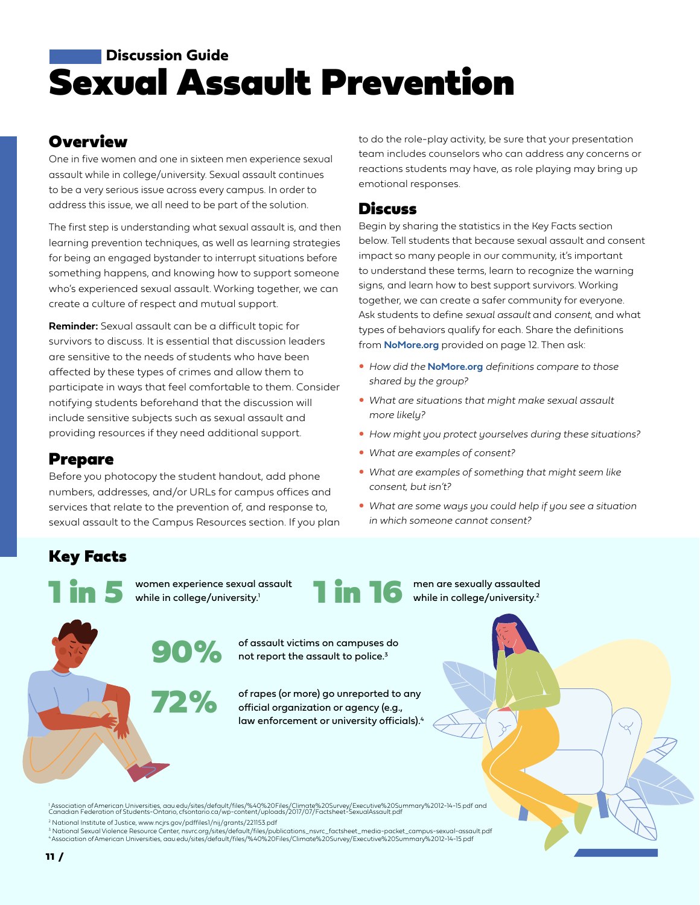Discussion Guide

# Sexual Assault Prevention

## Overview

One in five women and one in sixteen men experience sexual assault while in college/university. Sexual assault continues to be a very serious issue across every campus. In order to address this issue, we all need to be part of the solution.

The first step is understanding what sexual assault is, and then learning prevention techniques, as well as learning strategies for being an engaged bystander to interrupt situations before something happens, and knowing how to support someone who's experienced sexual assault. Working together, we can create a culture of respect and mutual support.

**Reminder:** Sexual assault can be a difficult topic for survivors to discuss. It is essential that discussion leaders are sensitive to the needs of students who have been affected by these types of crimes and allow them to participate in ways that feel comfortable to them. Consider notifying students beforehand that the discussion will include sensitive subjects such as sexual assault and providing resources if they need additional support.

## Prepare

Before you photocopy the student handout, add phone numbers, addresses, and/or URLs for campus offices and services that relate to the prevention of, and response to, sexual assault to the Campus Resources section. If you plan to do the role-play activity, be sure that your presentation team includes counselors who can address any concerns or reactions students may have, as role playing may bring up emotional responses.

## Discuss

Begin by sharing the statistics in the Key Facts section below. Tell students that because sexual assault and consent impact so many people in our community, it's important to understand these terms, learn to recognize the warning signs, and learn how to best support survivors. Working together, we can create a safer community for everyone. Ask students to define *sexual assault* and *consent*, and what types of behaviors qualify for each. Share the definitions from **NoMore.org** provided on page 12. Then ask:

- *How did the* **NoMore.org** *definitions compare to those shared by the group?*
- *What are situations that might make sexual assault more likely?*
- *How might you protect yourselves during these situations?*
- *What are examples of consent?*
- *What are examples of something that might seem like consent, but isn't?*
- *What are some ways you could help if you see a situation in which someone cannot consent?*

## Key Facts

**1 in 5** women experience sexual assault while in college/university.[1]

**1 in 16** men are sexually assaulted while in college/university.[2]

**90%** of assault victims on campuses do not report the assault to police.[3]

**72%** of rapes (or more) go unreported to any official organization or agency (e.g., law enforcement or university officials).[4]

[1] Association of American Universities, aau.edu/sites/default/files/%40%20Files/Climate%20Survey/Executive%20Summary%2012-14-15.pdf and Canadian Federation of Students-Ontario, cfsontario.ca/wp-content/uploads/2017/07/Factsheet-SexualAssault.pdf
[2] National Institute of Justice, www.ncjrs.gov/pdffiles1/nij/grants/221153.pdf
[3] National Sexual Violence Resource Center, nsvrc.org/sites/default/files/publications_nsvrc_factsheet_media-packet_campus-sexual-assault.pdf
[4] Association of American Universities, aau.edu/sites/default/files/%40%20Files/Climate%20Survey/Executive%20Summary%2012-14-15.pdf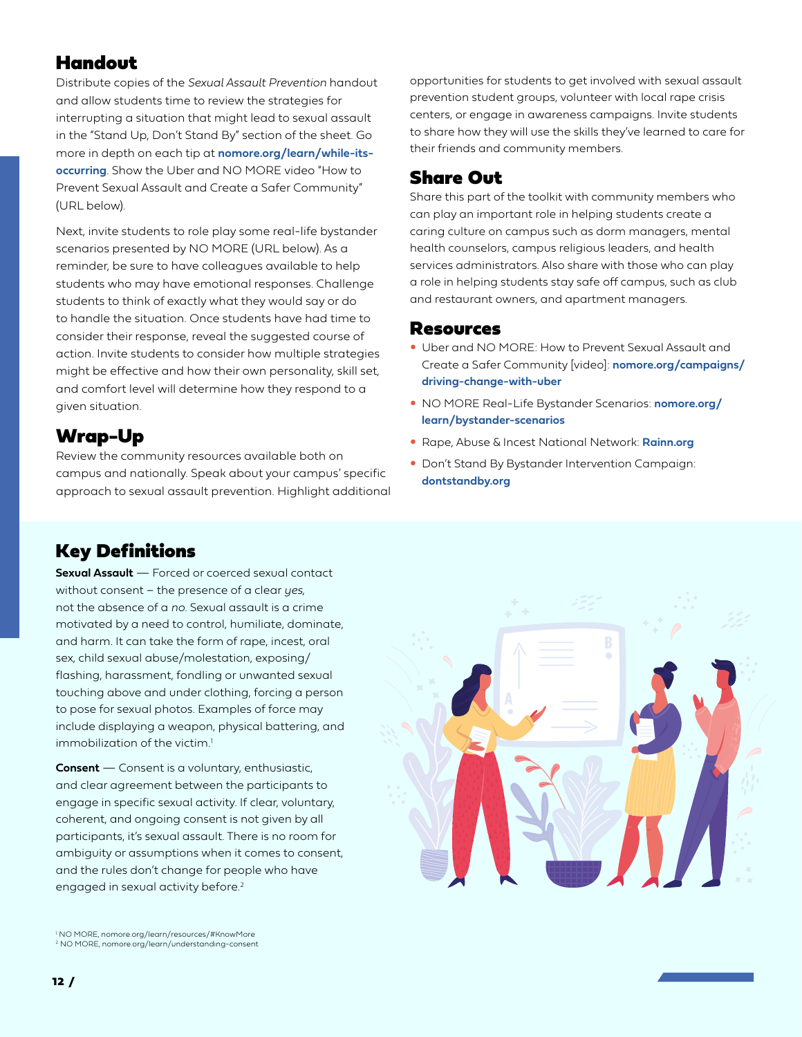## Handout

Distribute copies of the *Sexual Assault Prevention* handout and allow students time to review the strategies for interrupting a situation that might lead to sexual assault in the "Stand Up, Don't Stand By" section of the sheet. Go more in depth on each tip at **nomore.org/learn/while-its-occurring**. Show the Uber and NO MORE video "How to Prevent Sexual Assault and Create a Safer Community" (URL below).

Next, invite students to role play some real-life bystander scenarios presented by NO MORE (URL below). As a reminder, be sure to have colleagues available to help students who may have emotional responses. Challenge students to think of exactly what they would say or do to handle the situation. Once students have had time to consider their response, reveal the suggested course of action. Invite students to consider how multiple strategies might be effective and how their own personality, skill set, and comfort level will determine how they respond to a given situation.

## Wrap-Up

Review the community resources available both on campus and nationally. Speak about your campus' specific approach to sexual assault prevention. Highlight additional opportunities for students to get involved with sexual assault prevention student groups, volunteer with local rape crisis centers, or engage in awareness campaigns. Invite students to share how they will use the skills they've learned to care for their friends and community members.

## Share Out

Share this part of the toolkit with community members who can play an important role in helping students create a caring culture on campus such as dorm managers, mental health counselors, campus religious leaders, and health services administrators. Also share with those who can play a role in helping students stay safe off campus, such as club and restaurant owners, and apartment managers.

## Resources

- Uber and NO MORE: How to Prevent Sexual Assault and Create a Safer Community [video]: **nomore.org/campaigns/driving-change-with-uber**
- NO MORE Real-Life Bystander Scenarios: **nomore.org/learn/bystander-scenarios**
- Rape, Abuse & Incest National Network: **Rainn.org**
- Don't Stand By Bystander Intervention Campaign: **dontstandby.org**

## Key Definitions

**Sexual Assault** — Forced or coerced sexual contact without consent – the presence of a clear *yes*, not the absence of a *no*. Sexual assault is a crime motivated by a need to control, humiliate, dominate, and harm. It can take the form of rape, incest, oral sex, child sexual abuse/molestation, exposing/flashing, harassment, fondling or unwanted sexual touching above and under clothing, forcing a person to pose for sexual photos. Examples of force may include displaying a weapon, physical battering, and immobilization of the victim.[1]

**Consent** — Consent is a voluntary, enthusiastic, and clear agreement between the participants to engage in specific sexual activity. If clear, voluntary, coherent, and ongoing consent is not given by all participants, it's sexual assault. There is no room for ambiguity or assumptions when it comes to consent, and the rules don't change for people who have engaged in sexual activity before.[2]

[1] NO MORE, nomore.org/learn/resources/#KnowMore
[2] NO MORE, nomore.org/learn/understanding-consent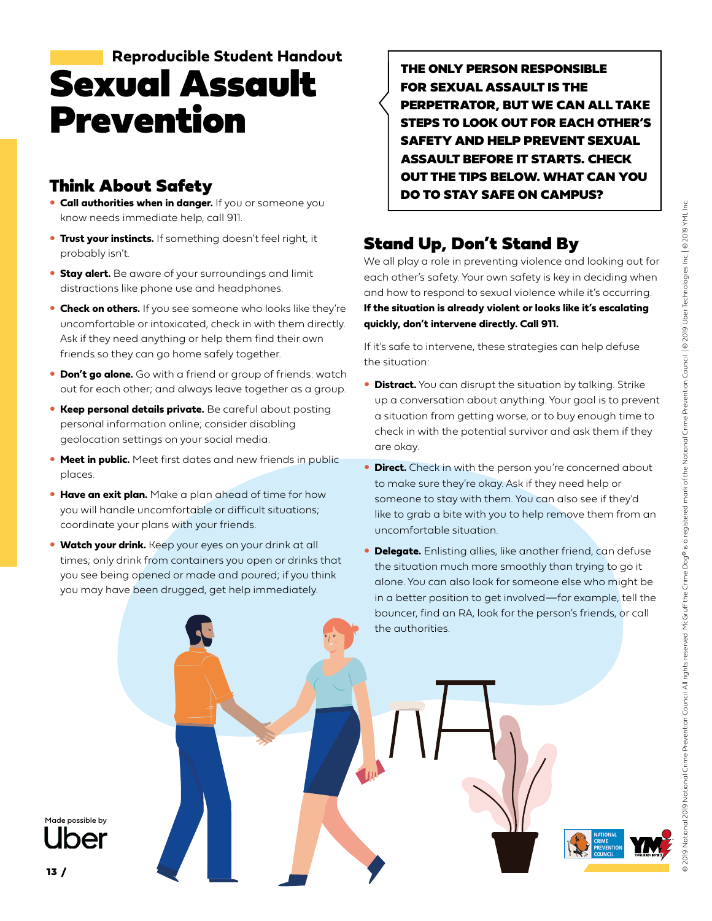Reproducible Student Handout

# Sexual Assault Prevention

**THE ONLY PERSON RESPONSIBLE FOR SEXUAL ASSAULT IS THE PERPETRATOR, BUT WE CAN ALL TAKE STEPS TO LOOK OUT FOR EACH OTHER'S SAFETY AND HELP PREVENT SEXUAL ASSAULT BEFORE IT STARTS. CHECK OUT THE TIPS BELOW. WHAT CAN YOU DO TO STAY SAFE ON CAMPUS?**

## Think About Safety

- **Call authorities when in danger.** If you or someone you know needs immediate help, call 911.
- **Trust your instincts.** If something doesn't feel right, it probably isn't.
- **Stay alert.** Be aware of your surroundings and limit distractions like phone use and headphones.
- **Check on others.** If you see someone who looks like they're uncomfortable or intoxicated, check in with them directly. Ask if they need anything or help them find their own friends so they can go home safely together.
- **Don't go alone.** Go with a friend or group of friends: watch out for each other; and always leave together as a group.
- **Keep personal details private.** Be careful about posting personal information online; consider disabling geolocation settings on your social media.
- **Meet in public.** Meet first dates and new friends in public places.
- **Have an exit plan.** Make a plan ahead of time for how you will handle uncomfortable or difficult situations; coordinate your plans with your friends.
- **Watch your drink.** Keep your eyes on your drink at all times; only drink from containers you open or drinks that you see being opened or made and poured; if you think you may have been drugged, get help immediately.

## Stand Up, Don't Stand By

We all play a role in preventing violence and looking out for each other's safety. Your own safety is key in deciding when and how to respond to sexual violence while it's occurring. **If the situation is already violent or looks like it's escalating quickly, don't intervene directly. Call 911.**

If it's safe to intervene, these strategies can help defuse the situation:

- **Distract.** You can disrupt the situation by talking. Strike up a conversation about anything. Your goal is to prevent a situation from getting worse, or to buy enough time to check in with the potential survivor and ask them if they are okay.
- **Direct.** Check in with the person you're concerned about to make sure they're okay. Ask if they need help or someone to stay with them. You can also see if they'd like to grab a bite with you to help remove them from an uncomfortable situation.
- **Delegate.** Enlisting allies, like another friend, can defuse the situation much more smoothly than trying to go it alone. You can also look for someone else who might be in a better position to get involved—for example, tell the bouncer, find an RA, look for the person's friends, or call the authorities.

Made possible by Uber

© 2019 National 2019 National Crime Prevention Council All rights reserved. McGruff the Crime Dog® is a registered mark of the National Crime Prevention Council. | © 2019 Uber Technologies Inc | © 2019 YMI, Inc.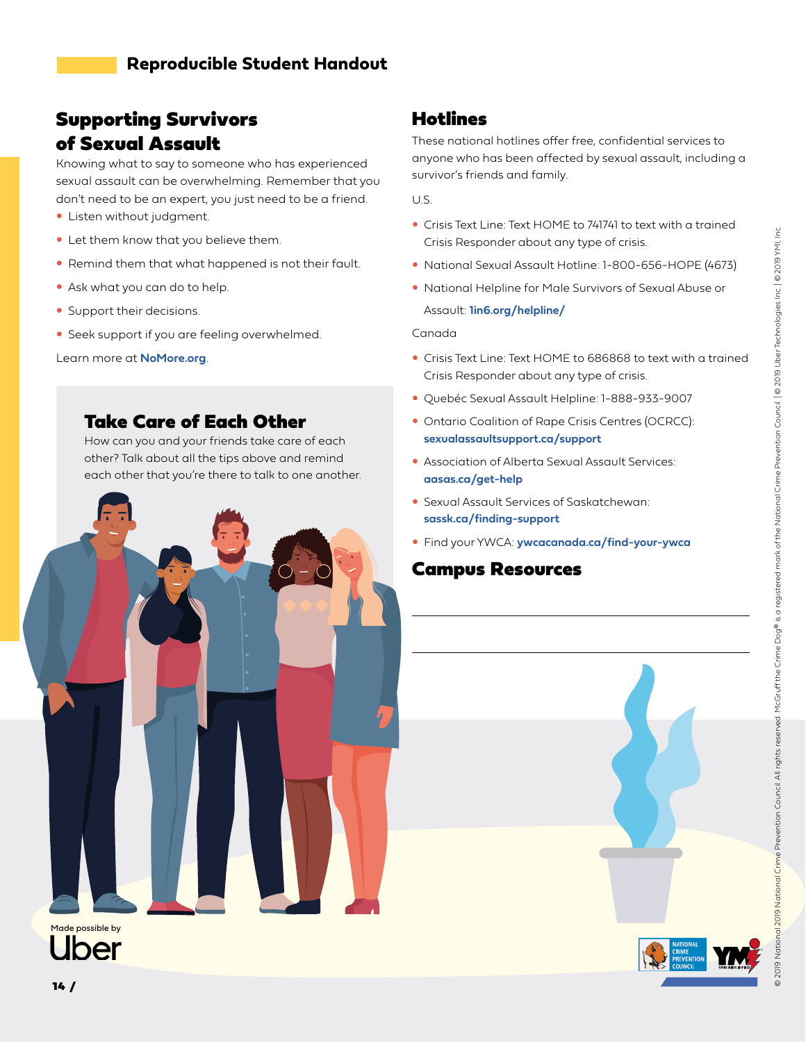Reproducible Student Handout

## Supporting Survivors of Sexual Assault

Knowing what to say to someone who has experienced sexual assault can be overwhelming. Remember that you don't need to be an expert, you just need to be a friend.

- Listen without judgment.
- Let them know that you believe them.
- Remind them that what happened is not their fault.
- Ask what you can do to help.
- Support their decisions.
- Seek support if you are feeling overwhelmed.

Learn more at **NoMore.org**.

### Take Care of Each Other

How can you and your friends take care of each other? Talk about all the tips above and remind each other that you're there to talk to one another.

## Hotlines

These national hotlines offer free, confidential services to anyone who has been affected by sexual assault, including a survivor's friends and family.

U.S.

- Crisis Text Line: Text HOME to 741741 to text with a trained Crisis Responder about any type of crisis.
- National Sexual Assault Hotline: 1-800-656-HOPE (4673)
- National Helpline for Male Survivors of Sexual Abuse or Assault: **1in6.org/helpline/**

Canada

- Crisis Text Line: Text HOME to 686868 to text with a trained Crisis Responder about any type of crisis.
- Quebéc Sexual Assault Helpline: 1-888-933-9007
- Ontario Coalition of Rape Crisis Centres (OCRCC): **sexualassaultsupport.ca/support**
- Association of Alberta Sexual Assault Services: **aasas.ca/get-help**
- Sexual Assault Services of Saskatchewan: **sassk.ca/finding-support**
- Find your YWCA: **ywcacanada.ca/find-your-ywca**

## Campus Resources

\_\_\_\_\_\_\_\_\_\_\_\_\_\_\_\_\_\_\_\_\_\_\_\_\_\_\_\_\_\_\_\_\_\_\_\_\_\_\_\_

\_\_\_\_\_\_\_\_\_\_\_\_\_\_\_\_\_\_\_\_\_\_\_\_\_\_\_\_\_\_\_\_\_\_\_\_\_\_\_\_

Made possible by Uber

© 2019 National 2019 National Crime Prevention Council All rights reserved McGruff the Crime Dog® is a registered mark of the National Crime Prevention Council | © 2019 Uber Technologies Inc | © 2019 YMI, Inc.